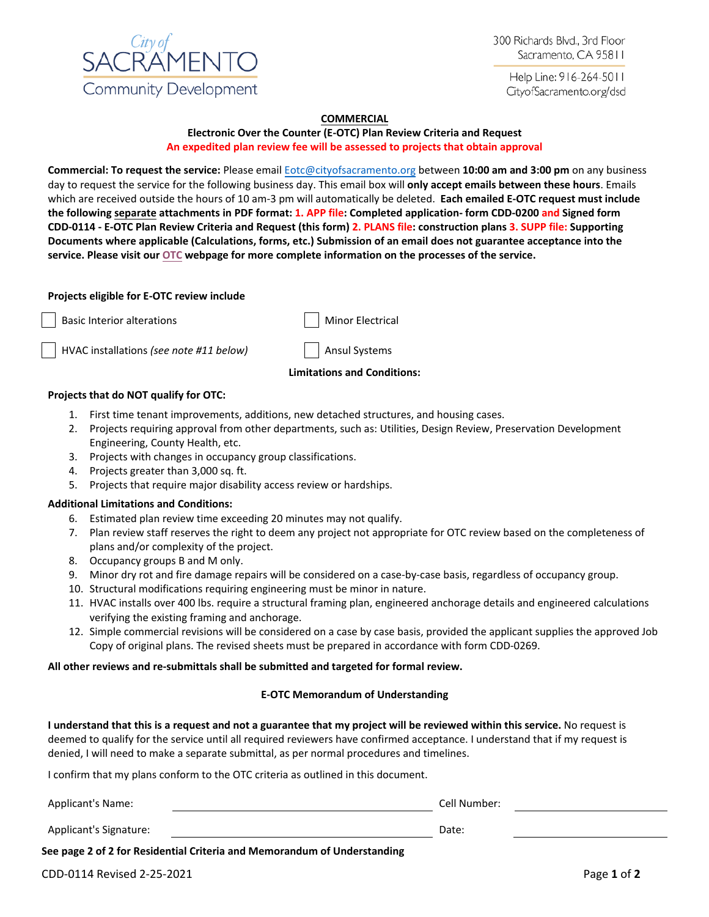City of SACRAMENTO Community Development

300 Richards Blvd., 3rd Floor
Sacramento, CA 95811

Help Line: 916-264-5011
CityofSacramento.org/dsd

## COMMERCIAL

### Electronic Over the Counter (E-OTC) Plan Review Criteria and Request

**An expedited plan review fee will be assessed to projects that obtain approval**

**Commercial: To request the service:** Please email Eotc@cityofsacramento.org between **10:00 am and 3:00 pm** on any business day to request the service for the following business day. This email box will **only accept emails between these hours**. Emails which are received outside the hours of 10 am-3 pm will automatically be deleted. **Each emailed E-OTC request must include the following separate attachments in PDF format: 1. APP file: Completed application- form CDD-0200 and Signed form CDD-0114 - E-OTC Plan Review Criteria and Request (this form) 2. PLANS file: construction plans 3. SUPP file: Supporting Documents where applicable (Calculations, forms, etc.) Submission of an email does not guarantee acceptance into the service. Please visit our OTC webpage for more complete information on the processes of the service.**

**Projects eligible for E-OTC review include**

- ☐ Basic Interior alterations
- ☐ Minor Electrical
- ☐ HVAC installations *(see note #11 below)*
- ☐ Ansul Systems

**Limitations and Conditions:**

**Projects that do NOT qualify for OTC:**

1. First time tenant improvements, additions, new detached structures, and housing cases.
2. Projects requiring approval from other departments, such as: Utilities, Design Review, Preservation Development Engineering, County Health, etc.
3. Projects with changes in occupancy group classifications.
4. Projects greater than 3,000 sq. ft.
5. Projects that require major disability access review or hardships.

**Additional Limitations and Conditions:**

6. Estimated plan review time exceeding 20 minutes may not qualify.
7. Plan review staff reserves the right to deem any project not appropriate for OTC review based on the completeness of plans and/or complexity of the project.
8. Occupancy groups B and M only.
9. Minor dry rot and fire damage repairs will be considered on a case-by-case basis, regardless of occupancy group.
10. Structural modifications requiring engineering must be minor in nature.
11. HVAC installs over 400 lbs. require a structural framing plan, engineered anchorage details and engineered calculations verifying the existing framing and anchorage.
12. Simple commercial revisions will be considered on a case by case basis, provided the applicant supplies the approved Job Copy of original plans. The revised sheets must be prepared in accordance with form CDD-0269.

**All other reviews and re-submittals shall be submitted and targeted for formal review.**

### E-OTC Memorandum of Understanding

**I understand that this is a request and not a guarantee that my project will be reviewed within this service.** No request is deemed to qualify for the service until all required reviewers have confirmed acceptance. I understand that if my request is denied, I will need to make a separate submittal, as per normal procedures and timelines.

I confirm that my plans conform to the OTC criteria as outlined in this document.

Applicant's Name: ______________________ Cell Number: ______________________

Applicant's Signature: ______________________ Date: ______________________

**See page 2 of 2 for Residential Criteria and Memorandum of Understanding**

CDD-0114 Revised 2-25-2021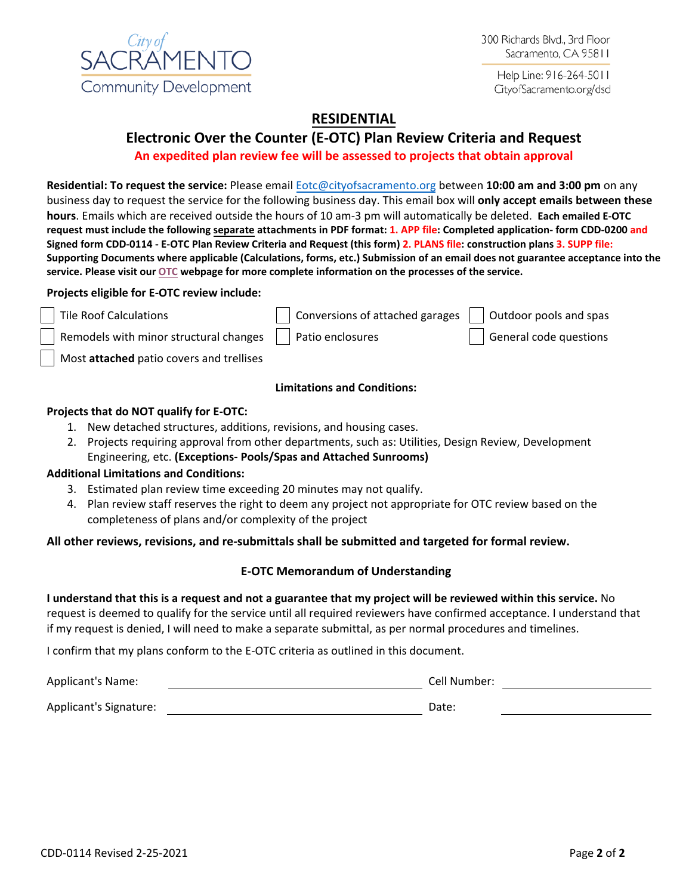City of SACRAMENTO Community Development

300 Richards Blvd., 3rd Floor
Sacramento, CA 95811

Help Line: 916-264-5011
CityofSacramento.org/dsd

# RESIDENTIAL

## Electronic Over the Counter (E-OTC) Plan Review Criteria and Request

**An expedited plan review fee will be assessed to projects that obtain approval**

**Residential: To request the service:** Please email Eotc@cityofsacramento.org between **10:00 am and 3:00 pm** on any business day to request the service for the following business day. This email box will **only accept emails between these hours**. Emails which are received outside the hours of 10 am-3 pm will automatically be deleted. **Each emailed E-OTC request must include the following separate attachments in PDF format: 1. APP file: Completed application- form CDD-0200 and Signed form CDD-0114 - E-OTC Plan Review Criteria and Request (this form) 2. PLANS file: construction plans 3. SUPP file: Supporting Documents where applicable (Calculations, forms, etc.) Submission of an email does not guarantee acceptance into the service. Please visit our OTC webpage for more complete information on the processes of the service.**

**Projects eligible for E-OTC review include:**

- ☐ Tile Roof Calculations
- ☐ Remodels with minor structural changes
- ☐ Most **attached** patio covers and trellises
- ☐ Conversions of attached garages
- ☐ Patio enclosures
- ☐ Outdoor pools and spas
- ☐ General code questions

**Limitations and Conditions:**

**Projects that do NOT qualify for E-OTC:**

1. New detached structures, additions, revisions, and housing cases.
2. Projects requiring approval from other departments, such as: Utilities, Design Review, Development Engineering, etc. **(Exceptions- Pools/Spas and Attached Sunrooms)**

**Additional Limitations and Conditions:**

3. Estimated plan review time exceeding 20 minutes may not qualify.
4. Plan review staff reserves the right to deem any project not appropriate for OTC review based on the completeness of plans and/or complexity of the project

**All other reviews, revisions, and re-submittals shall be submitted and targeted for formal review.**

**E-OTC Memorandum of Understanding**

**I understand that this is a request and not a guarantee that my project will be reviewed within this service.** No request is deemed to qualify for the service until all required reviewers have confirmed acceptance. I understand that if my request is denied, I will need to make a separate submittal, as per normal procedures and timelines.

I confirm that my plans conform to the E-OTC criteria as outlined in this document.

Applicant's Name: ______________________ Cell Number: ______________

Applicant's Signature: ______________________ Date: ______________

CDD-0114 Revised 2-25-2021